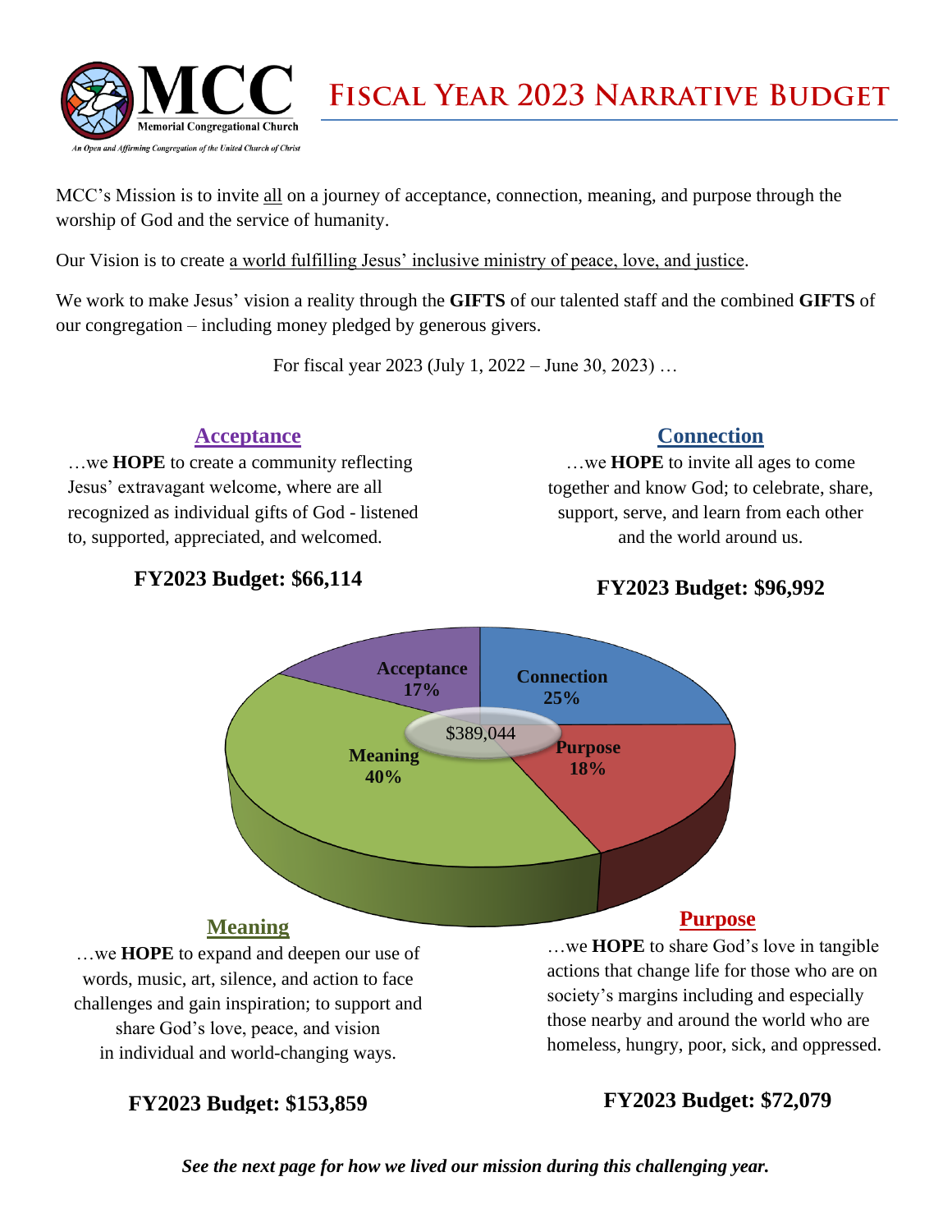MCC
Memorial Congregational Church

*An Open and Affirming Congregation of the United Church of Christ*

# Fiscal Year 2023 Narrative Budget

MCC's Mission is to invite all on a journey of acceptance, connection, meaning, and purpose through the worship of God and the service of humanity.

Our Vision is to create a world fulfilling Jesus' inclusive ministry of peace, love, and justice.

We work to make Jesus' vision a reality through the **GIFTS** of our talented staff and the combined **GIFTS** of our congregation – including money pledged by generous givers.

For fiscal year 2023 (July 1, 2022 – June 30, 2023) …

## Acceptance

…we **HOPE** to create a community reflecting Jesus' extravagant welcome, where are all recognized as individual gifts of God - listened to, supported, appreciated, and welcomed.

**FY2023 Budget: $66,114**

## Connection

…we **HOPE** to invite all ages to come together and know God; to celebrate, share, support, serve, and learn from each other and the world around us.

**FY2023 Budget: $96,992**

**Acceptance 17%**
**Connection 25%**
$389,044
**Meaning 40%**
**Purpose 18%**

## Meaning

…we **HOPE** to expand and deepen our use of words, music, art, silence, and action to face challenges and gain inspiration; to support and share God's love, peace, and vision in individual and world-changing ways.

**FY2023 Budget: $153,859**

## Purpose

…we **HOPE** to share God's love in tangible actions that change life for those who are on society's margins including and especially those nearby and around the world who are homeless, hungry, poor, sick, and oppressed.

**FY2023 Budget: $72,079**

***See the next page for how we lived our mission during this challenging year.***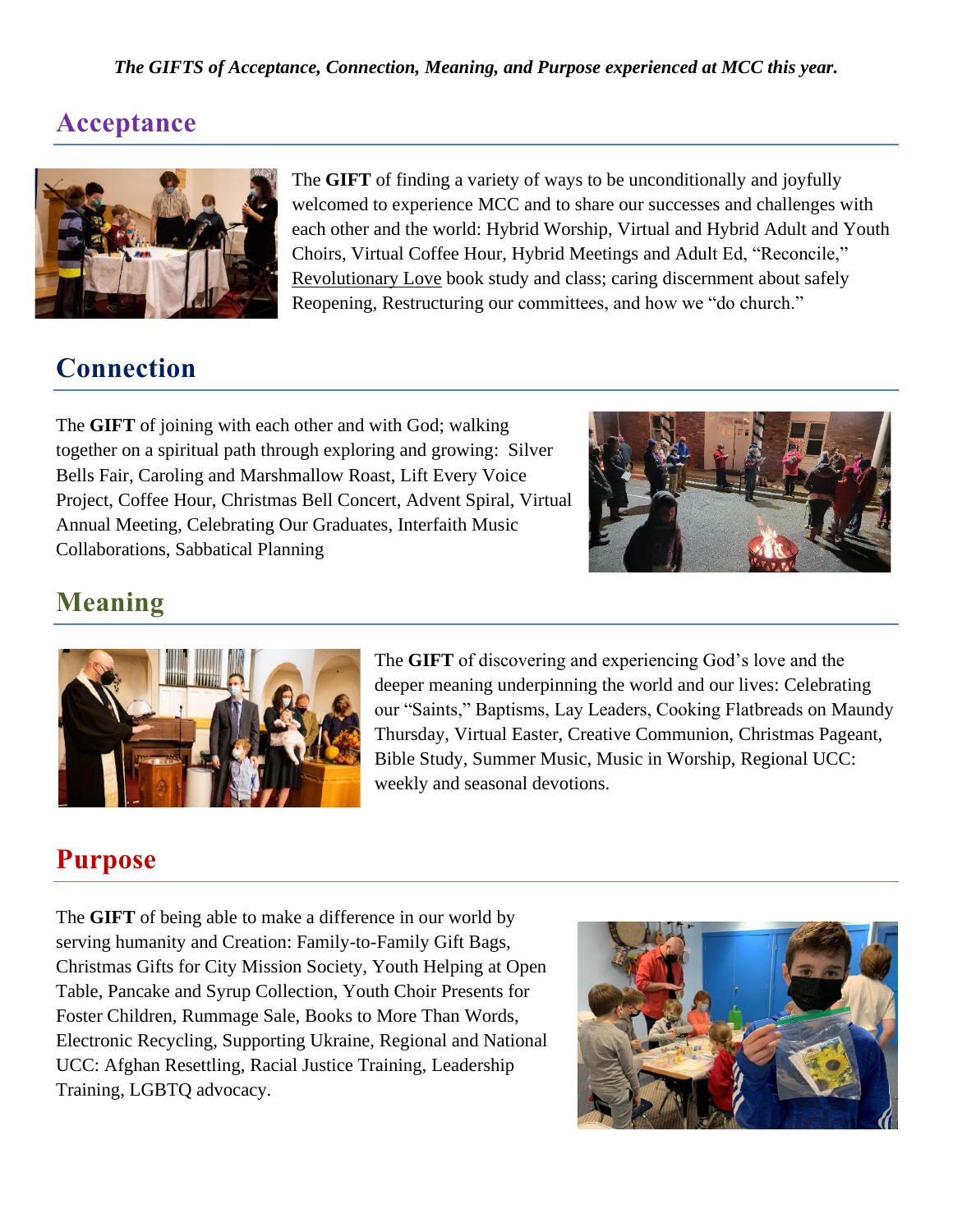*The GIFTS of Acceptance, Connection, Meaning, and Purpose experienced at MCC this year.*

## Acceptance

The **GIFT** of finding a variety of ways to be unconditionally and joyfully welcomed to experience MCC and to share our successes and challenges with each other and the world: Hybrid Worship, Virtual and Hybrid Adult and Youth Choirs, Virtual Coffee Hour, Hybrid Meetings and Adult Ed, "Reconcile," Revolutionary Love book study and class; caring discernment about safely Reopening, Restructuring our committees, and how we "do church."

## Connection

The **GIFT** of joining with each other and with God; walking together on a spiritual path through exploring and growing: Silver Bells Fair, Caroling and Marshmallow Roast, Lift Every Voice Project, Coffee Hour, Christmas Bell Concert, Advent Spiral, Virtual Annual Meeting, Celebrating Our Graduates, Interfaith Music Collaborations, Sabbatical Planning

## Meaning

The **GIFT** of discovering and experiencing God's love and the deeper meaning underpinning the world and our lives: Celebrating our "Saints," Baptisms, Lay Leaders, Cooking Flatbreads on Maundy Thursday, Virtual Easter, Creative Communion, Christmas Pageant, Bible Study, Summer Music, Music in Worship, Regional UCC: weekly and seasonal devotions.

## Purpose

The **GIFT** of being able to make a difference in our world by serving humanity and Creation: Family-to-Family Gift Bags, Christmas Gifts for City Mission Society, Youth Helping at Open Table, Pancake and Syrup Collection, Youth Choir Presents for Foster Children, Rummage Sale, Books to More Than Words, Electronic Recycling, Supporting Ukraine, Regional and National UCC: Afghan Resettling, Racial Justice Training, Leadership Training, LGBTQ advocacy.